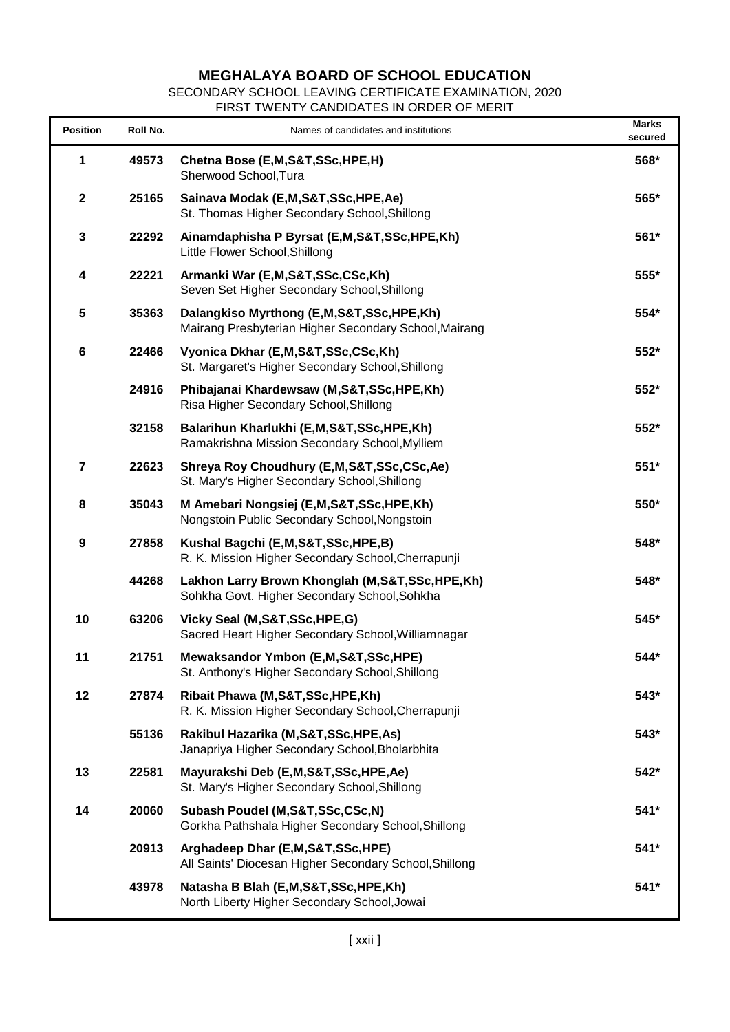# MEGHALAYA BOARD OF SCHOOL EDUCATION

SECONDARY SCHOOL LEAVING CERTIFICATE EXAMINATION, 2020

FIRST TWENTY CANDIDATES IN ORDER OF MERIT

| Position | Roll No. | Names of candidates and institutions | Marks secured |
|---|---|---|---|
| 1 | 49573 | **Chetna Bose (E,M,S&T,SSc,HPE,H)**<br>Sherwood School,Tura | 568* |
| 2 | 25165 | **Sainava Modak (E,M,S&T,SSc,HPE,Ae)**<br>St. Thomas Higher Secondary School,Shillong | 565* |
| 3 | 22292 | **Ainamdaphisha P Byrsat (E,M,S&T,SSc,HPE,Kh)**<br>Little Flower School,Shillong | 561* |
| 4 | 22221 | **Armanki War (E,M,S&T,SSc,CSc,Kh)**<br>Seven Set Higher Secondary School,Shillong | 555* |
| 5 | 35363 | **Dalangkiso Myrthong (E,M,S&T,SSc,HPE,Kh)**<br>Mairang Presbyterian Higher Secondary School,Mairang | 554* |
| 6 | 22466 | **Vyonica Dkhar (E,M,S&T,SSc,CSc,Kh)**<br>St. Margaret's Higher Secondary School,Shillong | 552* |
| | 24916 | **Phibajanai Khardewsaw (M,S&T,SSc,HPE,Kh)**<br>Risa Higher Secondary School,Shillong | 552* |
| | 32158 | **Balarihun Kharlukhi (E,M,S&T,SSc,HPE,Kh)**<br>Ramakrishna Mission Secondary School,Mylliem | 552* |
| 7 | 22623 | **Shreya Roy Choudhury (E,M,S&T,SSc,CSc,Ae)**<br>St. Mary's Higher Secondary School,Shillong | 551* |
| 8 | 35043 | **M Amebari Nongsiej (E,M,S&T,SSc,HPE,Kh)**<br>Nongstoin Public Secondary School,Nongstoin | 550* |
| 9 | 27858 | **Kushal Bagchi (E,M,S&T,SSc,HPE,B)**<br>R. K. Mission Higher Secondary School,Cherrapunji | 548* |
| | 44268 | **Lakhon Larry Brown Khonglah (M,S&T,SSc,HPE,Kh)**<br>Sohkha Govt. Higher Secondary School,Sohkha | 548* |
| 10 | 63206 | **Vicky Seal (M,S&T,SSc,HPE,G)**<br>Sacred Heart Higher Secondary School,Williamnagar | 545* |
| 11 | 21751 | **Mewaksandor Ymbon (E,M,S&T,SSc,HPE)**<br>St. Anthony's Higher Secondary School,Shillong | 544* |
| 12 | 27874 | **Ribait Phawa (M,S&T,SSc,HPE,Kh)**<br>R. K. Mission Higher Secondary School,Cherrapunji | 543* |
| | 55136 | **Rakibul Hazarika (M,S&T,SSc,HPE,As)**<br>Janapriya Higher Secondary School,Bholarbhita | 543* |
| 13 | 22581 | **Mayurakshi Deb (E,M,S&T,SSc,HPE,Ae)**<br>St. Mary's Higher Secondary School,Shillong | 542* |
| 14 | 20060 | **Subash Poudel (M,S&T,SSc,CSc,N)**<br>Gorkha Pathshala Higher Secondary School,Shillong | 541* |
| | 20913 | **Arghadeep Dhar (E,M,S&T,SSc,HPE)**<br>All Saints' Diocesan Higher Secondary School,Shillong | 541* |
| | 43978 | **Natasha B Blah (E,M,S&T,SSc,HPE,Kh)**<br>North Liberty Higher Secondary School,Jowai | 541* |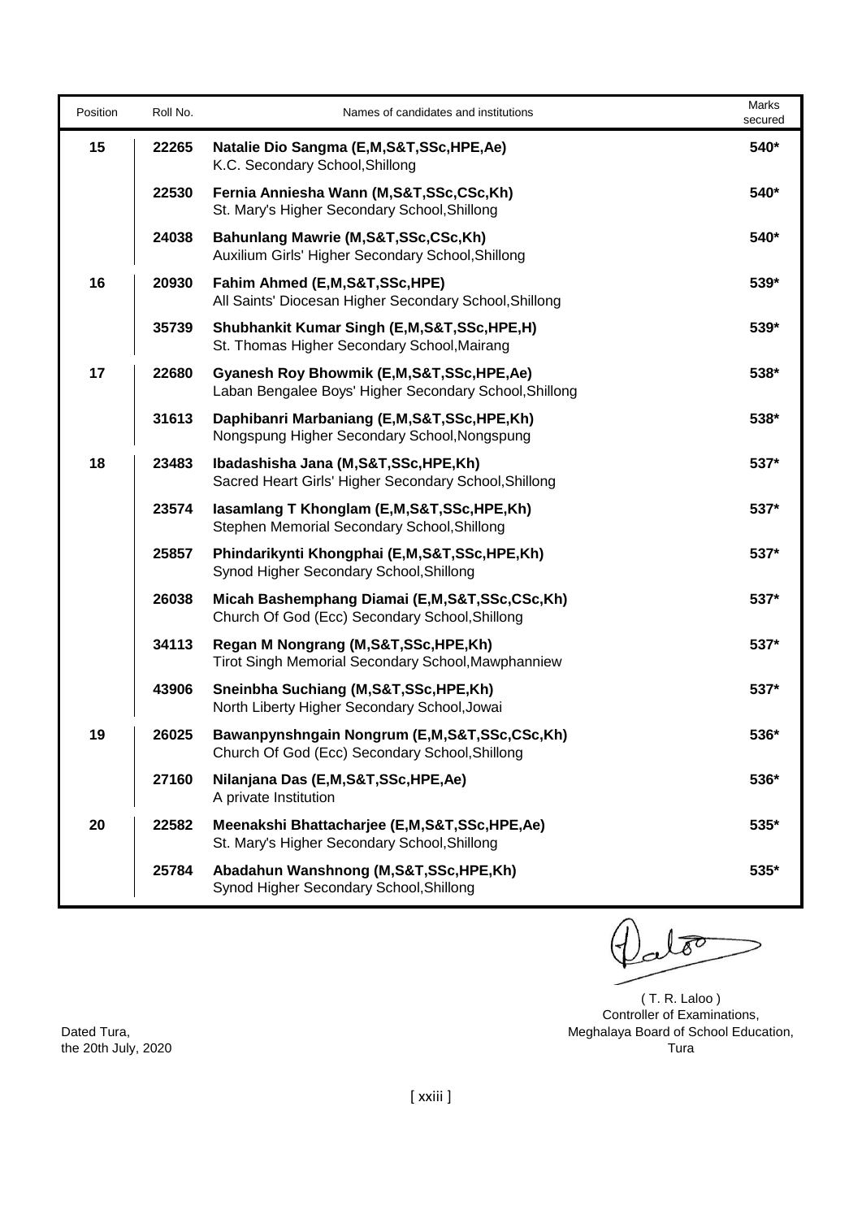| Position | Roll No. | Names of candidates and institutions | Marks secured |
|---|---|---|---|
| 15 | 22265 | **Natalie Dio Sangma (E,M,S&T,SSc,HPE,Ae)**<br>K.C. Secondary School,Shillong | 540* |
| | 22530 | **Fernia Anniesha Wann (M,S&T,SSc,CSc,Kh)**<br>St. Mary's Higher Secondary School,Shillong | 540* |
| | 24038 | **Bahunlang Mawrie (M,S&T,SSc,CSc,Kh)**<br>Auxilium Girls' Higher Secondary School,Shillong | 540* |
| 16 | 20930 | **Fahim Ahmed (E,M,S&T,SSc,HPE)**<br>All Saints' Diocesan Higher Secondary School,Shillong | 539* |
| | 35739 | **Shubhankit Kumar Singh (E,M,S&T,SSc,HPE,H)**<br>St. Thomas Higher Secondary School,Mairang | 539* |
| 17 | 22680 | **Gyanesh Roy Bhowmik (E,M,S&T,SSc,HPE,Ae)**<br>Laban Bengalee Boys' Higher Secondary School,Shillong | 538* |
| | 31613 | **Daphibanri Marbaniang (E,M,S&T,SSc,HPE,Kh)**<br>Nongspung Higher Secondary School,Nongspung | 538* |
| 18 | 23483 | **Ibadashisha Jana (M,S&T,SSc,HPE,Kh)**<br>Sacred Heart Girls' Higher Secondary School,Shillong | 537* |
| | 23574 | **Iasamlang T Khonglam (E,M,S&T,SSc,HPE,Kh)**<br>Stephen Memorial Secondary School,Shillong | 537* |
| | 25857 | **Phindarikynti Khongphai (E,M,S&T,SSc,HPE,Kh)**<br>Synod Higher Secondary School,Shillong | 537* |
| | 26038 | **Micah Bashemphang Diamai (E,M,S&T,SSc,CSc,Kh)**<br>Church Of God (Ecc) Secondary School,Shillong | 537* |
| | 34113 | **Regan M Nongrang (M,S&T,SSc,HPE,Kh)**<br>Tirot Singh Memorial Secondary School,Mawphanniew | 537* |
| | 43906 | **Sneinbha Suchiang (M,S&T,SSc,HPE,Kh)**<br>North Liberty Higher Secondary School,Jowai | 537* |
| 19 | 26025 | **Bawanpynshngain Nongrum (E,M,S&T,SSc,CSc,Kh)**<br>Church Of God (Ecc) Secondary School,Shillong | 536* |
| | 27160 | **Nilanjana Das (E,M,S&T,SSc,HPE,Ae)**<br>A private Institution | 536* |
| 20 | 22582 | **Meenakshi Bhattacharjee (E,M,S&T,SSc,HPE,Ae)**<br>St. Mary's Higher Secondary School,Shillong | 535* |
| | 25784 | **Abadahun Wanshnong (M,S&T,SSc,HPE,Kh)**<br>Synod Higher Secondary School,Shillong | 535* |

( T. R. Laloo )
Controller of Examinations,
Meghalaya Board of School Education,
Tura

Dated Tura,
the 20th July, 2020